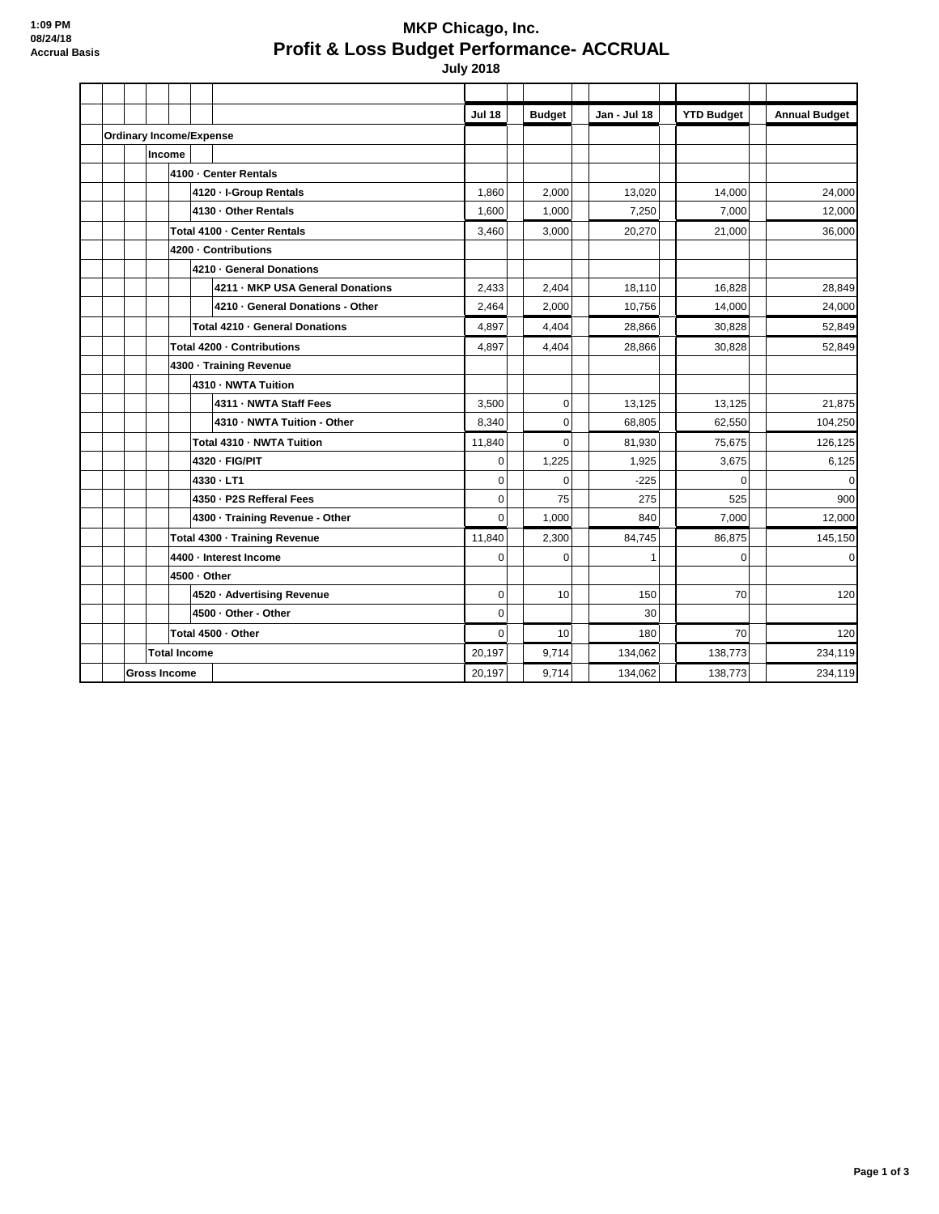1:09 PM
08/24/18
Accrual Basis

# MKP Chicago, Inc.
## Profit & Loss Budget Performance- ACCRUAL
### July 2018

| | Jul 18 | Budget | Jan - Jul 18 | YTD Budget | Annual Budget |
|---|---|---|---|---|---|
| **Ordinary Income/Expense** | | | | | |
| **Income** | | | | | |
| **4100 · Center Rentals** | | | | | |
| **4120 · I-Group Rentals** | 1,860 | 2,000 | 13,020 | 14,000 | 24,000 |
| **4130 · Other Rentals** | 1,600 | 1,000 | 7,250 | 7,000 | 12,000 |
| **Total 4100 · Center Rentals** | 3,460 | 3,000 | 20,270 | 21,000 | 36,000 |
| **4200 · Contributions** | | | | | |
| **4210 · General Donations** | | | | | |
| **4211 · MKP USA General Donations** | 2,433 | 2,404 | 18,110 | 16,828 | 28,849 |
| **4210 · General Donations - Other** | 2,464 | 2,000 | 10,756 | 14,000 | 24,000 |
| **Total 4210 · General Donations** | 4,897 | 4,404 | 28,866 | 30,828 | 52,849 |
| **Total 4200 · Contributions** | 4,897 | 4,404 | 28,866 | 30,828 | 52,849 |
| **4300 · Training Revenue** | | | | | |
| **4310 · NWTA Tuition** | | | | | |
| **4311 · NWTA Staff Fees** | 3,500 | 0 | 13,125 | 13,125 | 21,875 |
| **4310 · NWTA Tuition - Other** | 8,340 | 0 | 68,805 | 62,550 | 104,250 |
| **Total 4310 · NWTA Tuition** | 11,840 | 0 | 81,930 | 75,675 | 126,125 |
| **4320 · FIG/PIT** | 0 | 1,225 | 1,925 | 3,675 | 6,125 |
| **4330 · LT1** | 0 | 0 | -225 | 0 | 0 |
| **4350 · P2S Refferal Fees** | 0 | 75 | 275 | 525 | 900 |
| **4300 · Training Revenue - Other** | 0 | 1,000 | 840 | 7,000 | 12,000 |
| **Total 4300 · Training Revenue** | 11,840 | 2,300 | 84,745 | 86,875 | 145,150 |
| **4400 · Interest Income** | 0 | 0 | 1 | 0 | 0 |
| **4500 · Other** | | | | | |
| **4520 · Advertising Revenue** | 0 | 10 | 150 | 70 | 120 |
| **4500 · Other - Other** | 0 | | 30 | | |
| **Total 4500 · Other** | 0 | 10 | 180 | 70 | 120 |
| **Total Income** | 20,197 | 9,714 | 134,062 | 138,773 | 234,119 |
| **Gross Income** | 20,197 | 9,714 | 134,062 | 138,773 | 234,119 |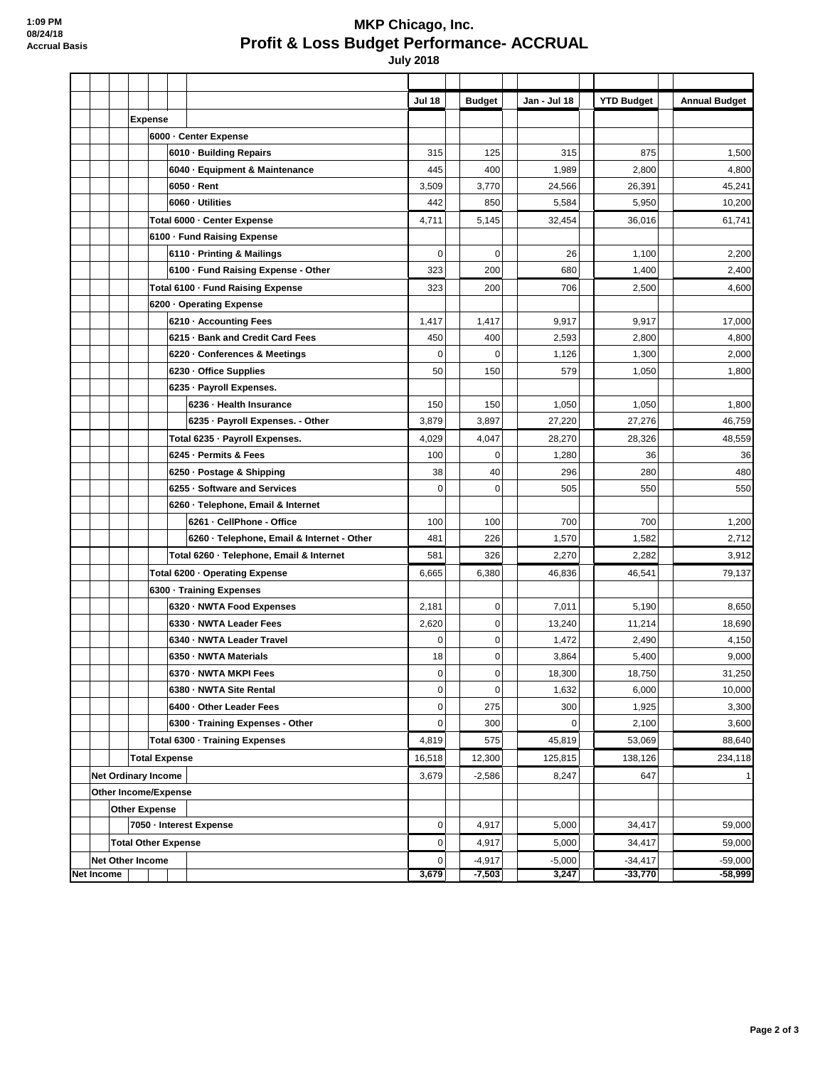# MKP Chicago, Inc.
## Profit & Loss Budget Performance- ACCRUAL
### July 2018

1:09 PM
08/24/18
Accrual Basis

| | Jul 18 | Budget | Jan - Jul 18 | YTD Budget | Annual Budget |
|---|---|---|---|---|---|
| **Expense** | | | | | |
| **6000 · Center Expense** | | | | | |
| **6010 · Building Repairs** | 315 | 125 | 315 | 875 | 1,500 |
| **6040 · Equipment & Maintenance** | 445 | 400 | 1,989 | 2,800 | 4,800 |
| **6050 · Rent** | 3,509 | 3,770 | 24,566 | 26,391 | 45,241 |
| **6060 · Utilities** | 442 | 850 | 5,584 | 5,950 | 10,200 |
| **Total 6000 · Center Expense** | 4,711 | 5,145 | 32,454 | 36,016 | 61,741 |
| **6100 · Fund Raising Expense** | | | | | |
| **6110 · Printing & Mailings** | 0 | 0 | 26 | 1,100 | 2,200 |
| **6100 · Fund Raising Expense - Other** | 323 | 200 | 680 | 1,400 | 2,400 |
| **Total 6100 · Fund Raising Expense** | 323 | 200 | 706 | 2,500 | 4,600 |
| **6200 · Operating Expense** | | | | | |
| **6210 · Accounting Fees** | 1,417 | 1,417 | 9,917 | 9,917 | 17,000 |
| **6215 · Bank and Credit Card Fees** | 450 | 400 | 2,593 | 2,800 | 4,800 |
| **6220 · Conferences & Meetings** | 0 | 0 | 1,126 | 1,300 | 2,000 |
| **6230 · Office Supplies** | 50 | 150 | 579 | 1,050 | 1,800 |
| **6235 · Payroll Expenses.** | | | | | |
| **6236 · Health Insurance** | 150 | 150 | 1,050 | 1,050 | 1,800 |
| **6235 · Payroll Expenses. - Other** | 3,879 | 3,897 | 27,220 | 27,276 | 46,759 |
| **Total 6235 · Payroll Expenses.** | 4,029 | 4,047 | 28,270 | 28,326 | 48,559 |
| **6245 · Permits & Fees** | 100 | 0 | 1,280 | 36 | 36 |
| **6250 · Postage & Shipping** | 38 | 40 | 296 | 280 | 480 |
| **6255 · Software and Services** | 0 | 0 | 505 | 550 | 550 |
| **6260 · Telephone, Email & Internet** | | | | | |
| **6261 · CellPhone - Office** | 100 | 100 | 700 | 700 | 1,200 |
| **6260 · Telephone, Email & Internet - Other** | 481 | 226 | 1,570 | 1,582 | 2,712 |
| **Total 6260 · Telephone, Email & Internet** | 581 | 326 | 2,270 | 2,282 | 3,912 |
| **Total 6200 · Operating Expense** | 6,665 | 6,380 | 46,836 | 46,541 | 79,137 |
| **6300 · Training Expenses** | | | | | |
| **6320 · NWTA Food Expenses** | 2,181 | 0 | 7,011 | 5,190 | 8,650 |
| **6330 · NWTA Leader Fees** | 2,620 | 0 | 13,240 | 11,214 | 18,690 |
| **6340 · NWTA Leader Travel** | 0 | 0 | 1,472 | 2,490 | 4,150 |
| **6350 · NWTA Materials** | 18 | 0 | 3,864 | 5,400 | 9,000 |
| **6370 · NWTA MKPI Fees** | 0 | 0 | 18,300 | 18,750 | 31,250 |
| **6380 · NWTA Site Rental** | 0 | 0 | 1,632 | 6,000 | 10,000 |
| **6400 · Other Leader Fees** | 0 | 275 | 300 | 1,925 | 3,300 |
| **6300 · Training Expenses - Other** | 0 | 300 | 0 | 2,100 | 3,600 |
| **Total 6300 · Training Expenses** | 4,819 | 575 | 45,819 | 53,069 | 88,640 |
| **Total Expense** | 16,518 | 12,300 | 125,815 | 138,126 | 234,118 |
| **Net Ordinary Income** | 3,679 | -2,586 | 8,247 | 647 | 1 |
| **Other Income/Expense** | | | | | |
| **Other Expense** | | | | | |
| **7050 · Interest Expense** | 0 | 4,917 | 5,000 | 34,417 | 59,000 |
| **Total Other Expense** | 0 | 4,917 | 5,000 | 34,417 | 59,000 |
| **Net Other Income** | 0 | -4,917 | -5,000 | -34,417 | -59,000 |
| **Net Income** | **3,679** | **-7,503** | **3,247** | **-33,770** | **-58,999** |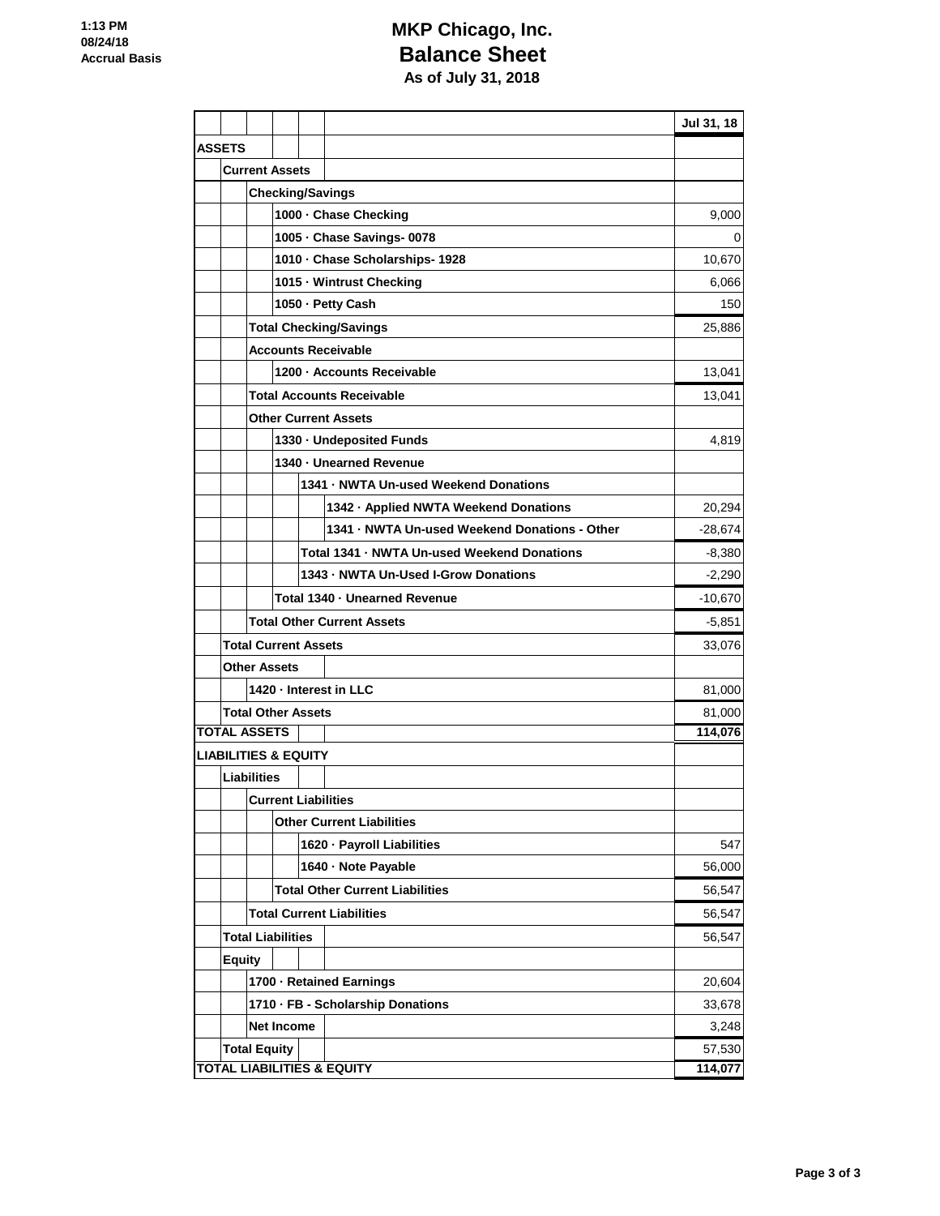1:13 PM
08/24/18
Accrual Basis

# MKP Chicago, Inc.
## Balance Sheet
### As of July 31, 2018

| | Jul 31, 18 |
|---|---|
| **ASSETS** | |
| **Current Assets** | |
| **Checking/Savings** | |
| 1000 · Chase Checking | 9,000 |
| 1005 · Chase Savings- 0078 | 0 |
| 1010 · Chase Scholarships- 1928 | 10,670 |
| 1015 · Wintrust Checking | 6,066 |
| 1050 · Petty Cash | 150 |
| **Total Checking/Savings** | 25,886 |
| **Accounts Receivable** | |
| 1200 · Accounts Receivable | 13,041 |
| **Total Accounts Receivable** | 13,041 |
| **Other Current Assets** | |
| 1330 · Undeposited Funds | 4,819 |
| 1340 · Unearned Revenue | |
| 1341 · NWTA Un-used Weekend Donations | |
| 1342 · Applied NWTA Weekend Donations | 20,294 |
| 1341 · NWTA Un-used Weekend Donations - Other | -28,674 |
| Total 1341 · NWTA Un-used Weekend Donations | -8,380 |
| 1343 · NWTA Un-Used I-Grow Donations | -2,290 |
| Total 1340 · Unearned Revenue | -10,670 |
| **Total Other Current Assets** | -5,851 |
| **Total Current Assets** | 33,076 |
| **Other Assets** | |
| 1420 · Interest in LLC | 81,000 |
| **Total Other Assets** | 81,000 |
| **TOTAL ASSETS** | **114,076** |
| **LIABILITIES & EQUITY** | |
| **Liabilities** | |
| **Current Liabilities** | |
| **Other Current Liabilities** | |
| 1620 · Payroll Liabilities | 547 |
| 1640 · Note Payable | 56,000 |
| **Total Other Current Liabilities** | 56,547 |
| **Total Current Liabilities** | 56,547 |
| **Total Liabilities** | 56,547 |
| **Equity** | |
| 1700 · Retained Earnings | 20,604 |
| 1710 · FB - Scholarship Donations | 33,678 |
| Net Income | 3,248 |
| **Total Equity** | 57,530 |
| **TOTAL LIABILITIES & EQUITY** | **114,077** |